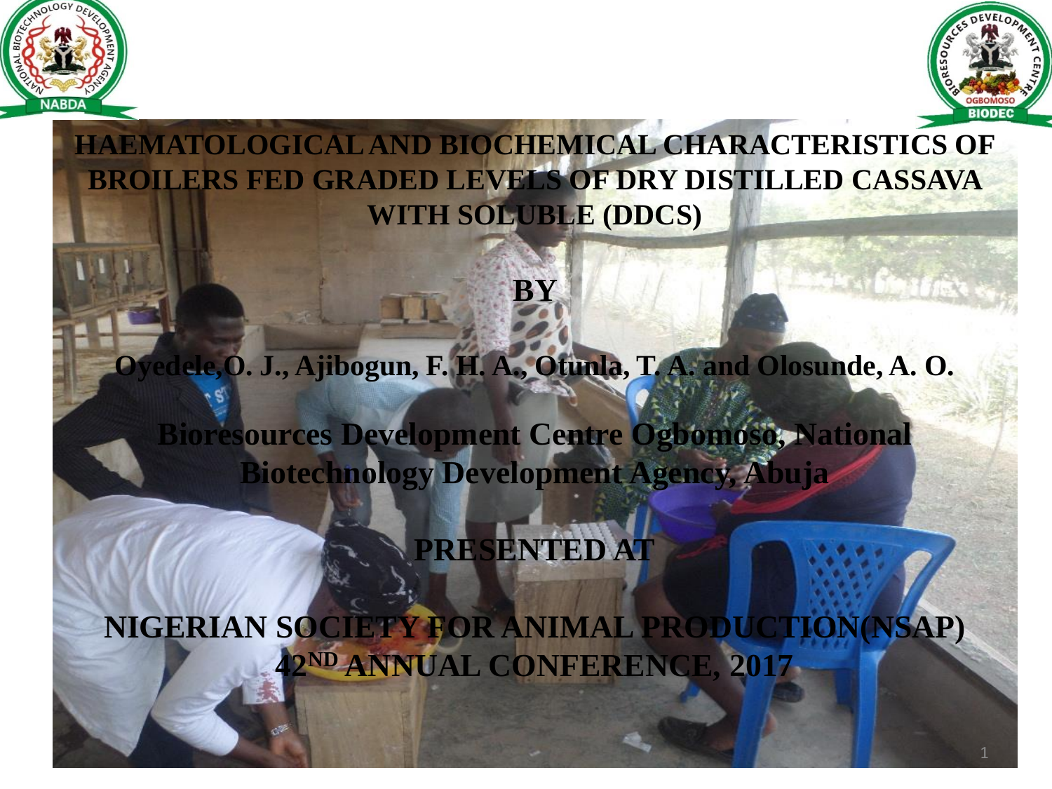# HAEMATOLOGICAL AND BIOCHEMICAL CHARACTERISTICS OF BROILERS FED GRADED LEVELS OF DRY DISTILLED CASSAVA WITH SOLUBLE (DDCS)

**BY**

**Oyedele,O. J., Ajibogun, F. H. A., Otunla, T. A. and Olosunde, A. O.**

**Bioresources Development Centre Ogbomoso, National Biotechnology Development Agency, Abuja**

**PRESENTED AT**

**NIGERIAN SOCIETY FOR ANIMAL PRODUCTION(NSAP) 42ND ANNUAL CONFERENCE, 2017**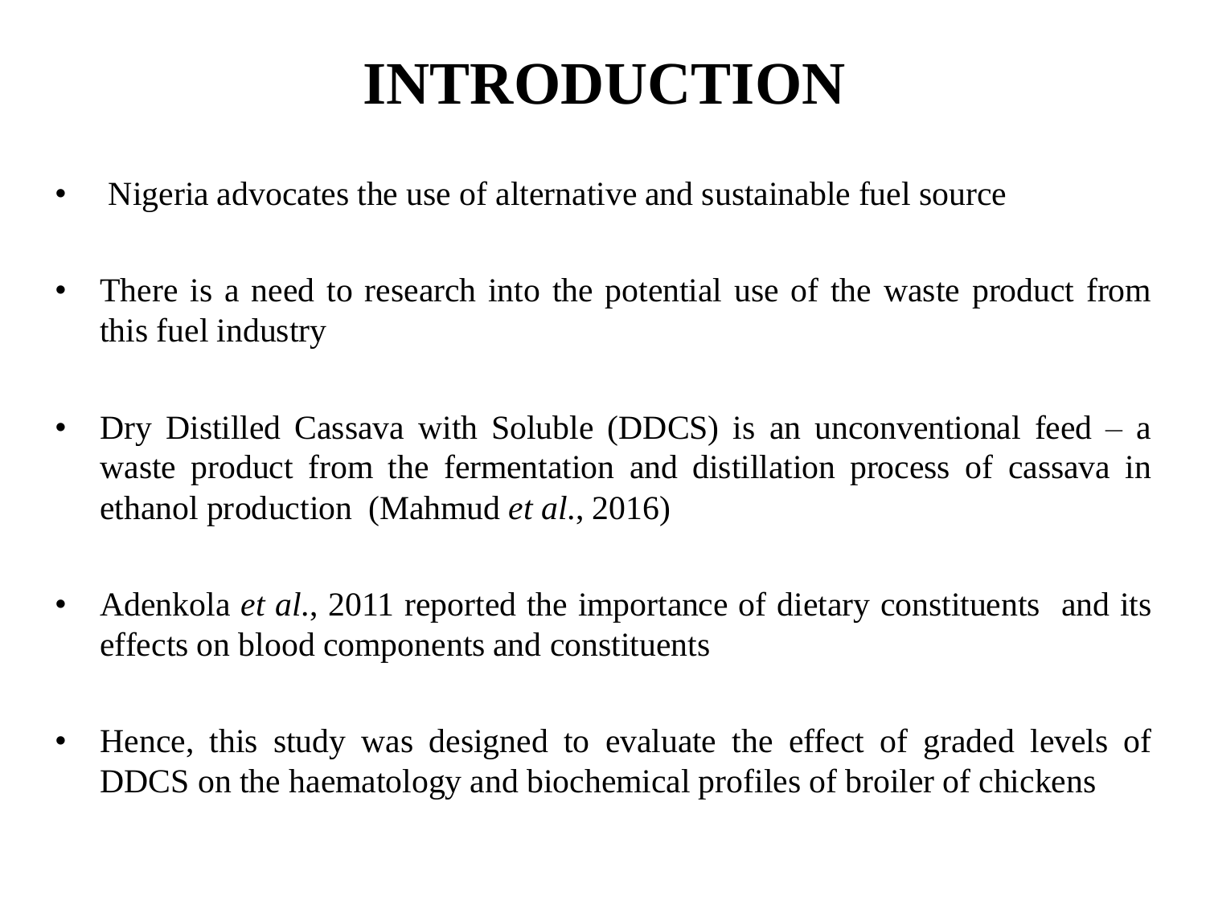# INTRODUCTION

- Nigeria advocates the use of alternative and sustainable fuel source
- There is a need to research into the potential use of the waste product from this fuel industry
- Dry Distilled Cassava with Soluble (DDCS) is an unconventional feed – a waste product from the fermentation and distillation process of cassava in ethanol production (Mahmud *et al.*, 2016)
- Adenkola *et al*., 2011 reported the importance of dietary constituents and its effects on blood components and constituents
- Hence, this study was designed to evaluate the effect of graded levels of DDCS on the haematology and biochemical profiles of broiler of chickens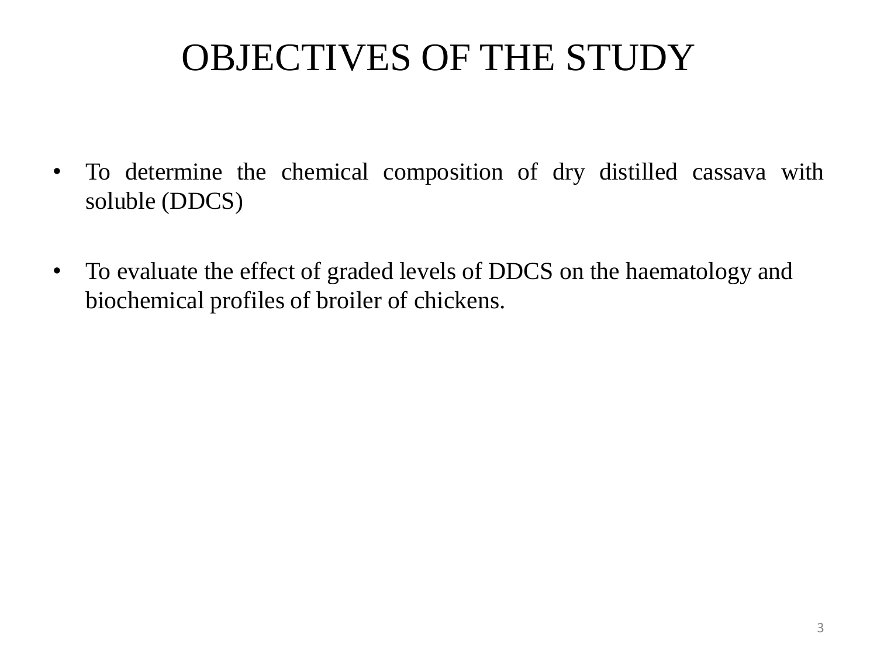# OBJECTIVES OF THE STUDY

- To determine the chemical composition of dry distilled cassava with soluble (DDCS)
- To evaluate the effect of graded levels of DDCS on the haematology and biochemical profiles of broiler of chickens.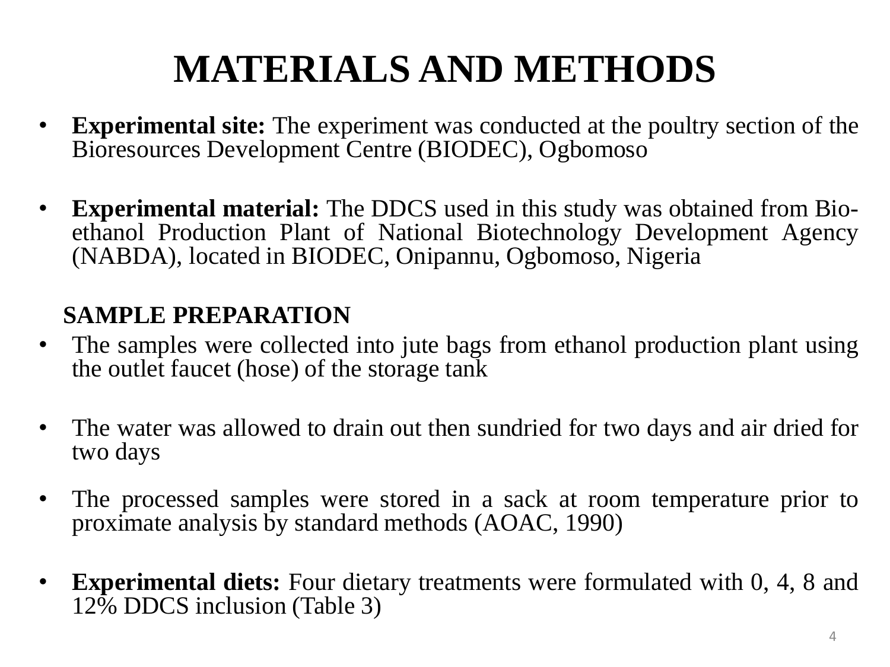# MATERIALS AND METHODS

- **Experimental site:** The experiment was conducted at the poultry section of the Bioresources Development Centre (BIODEC), Ogbomoso
- **Experimental material:** The DDCS used in this study was obtained from Bio-ethanol Production Plant of National Biotechnology Development Agency (NABDA), located in BIODEC, Onipannu, Ogbomoso, Nigeria

**SAMPLE PREPARATION**

- The samples were collected into jute bags from ethanol production plant using the outlet faucet (hose) of the storage tank
- The water was allowed to drain out then sundried for two days and air dried for two days
- The processed samples were stored in a sack at room temperature prior to proximate analysis by standard methods (AOAC, 1990)
- **Experimental diets:** Four dietary treatments were formulated with 0, 4, 8 and 12% DDCS inclusion (Table 3)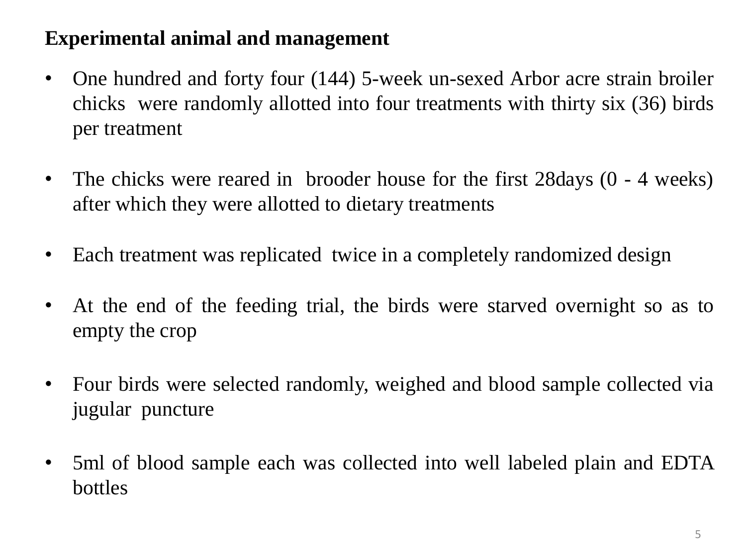**Experimental animal and management**

- One hundred and forty four (144) 5-week un-sexed Arbor acre strain broiler chicks were randomly allotted into four treatments with thirty six (36) birds per treatment

- The chicks were reared in brooder house for the first 28days (0 - 4 weeks) after which they were allotted to dietary treatments

- Each treatment was replicated twice in a completely randomized design

- At the end of the feeding trial, the birds were starved overnight so as to empty the crop

- Four birds were selected randomly, weighed and blood sample collected via jugular puncture

- 5ml of blood sample each was collected into well labeled plain and EDTA bottles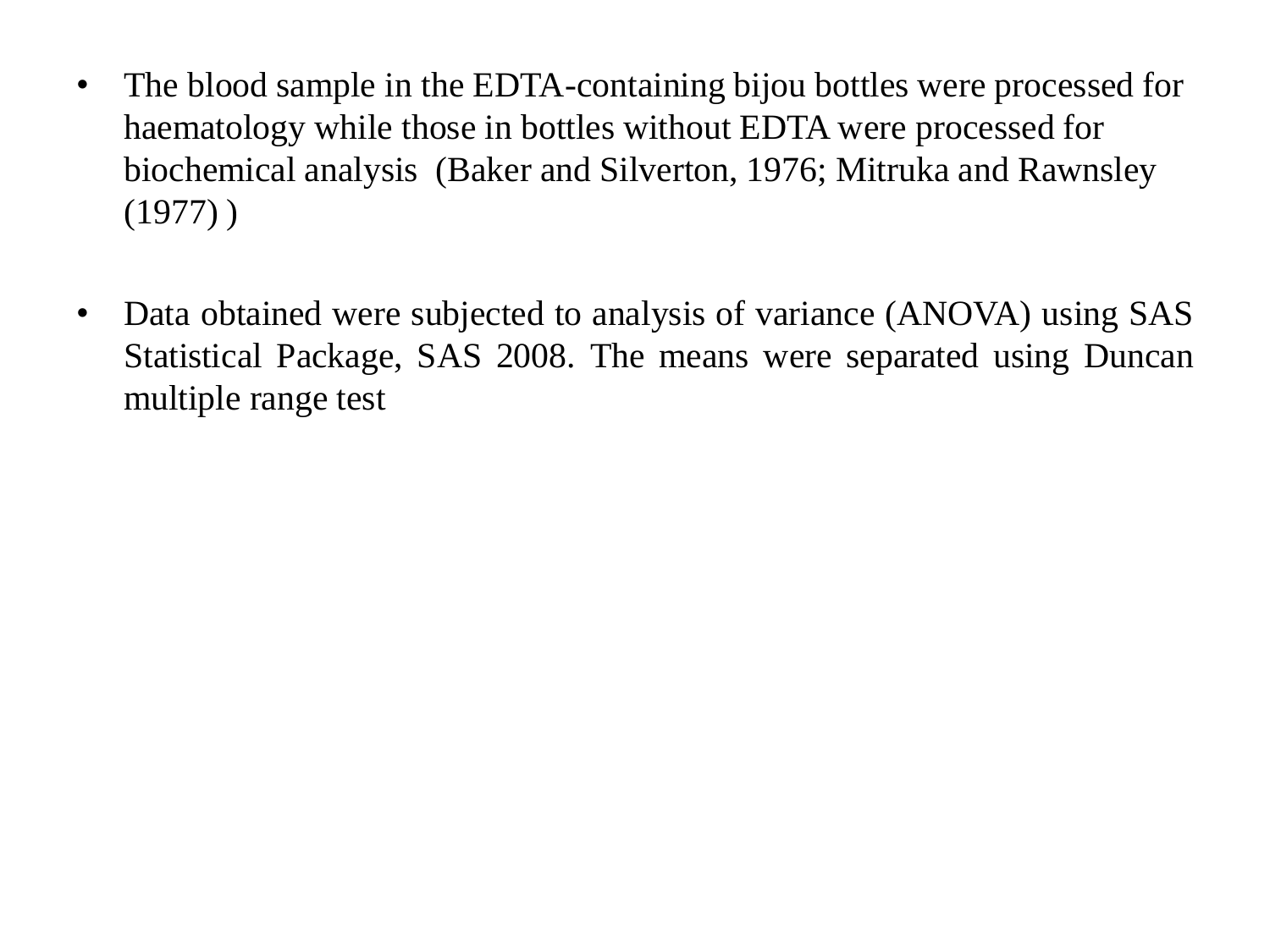- The blood sample in the EDTA-containing bijou bottles were processed for haematology while those in bottles without EDTA were processed for biochemical analysis (Baker and Silverton, 1976; Mitruka and Rawnsley (1977) )

- Data obtained were subjected to analysis of variance (ANOVA) using SAS Statistical Package, SAS 2008. The means were separated using Duncan multiple range test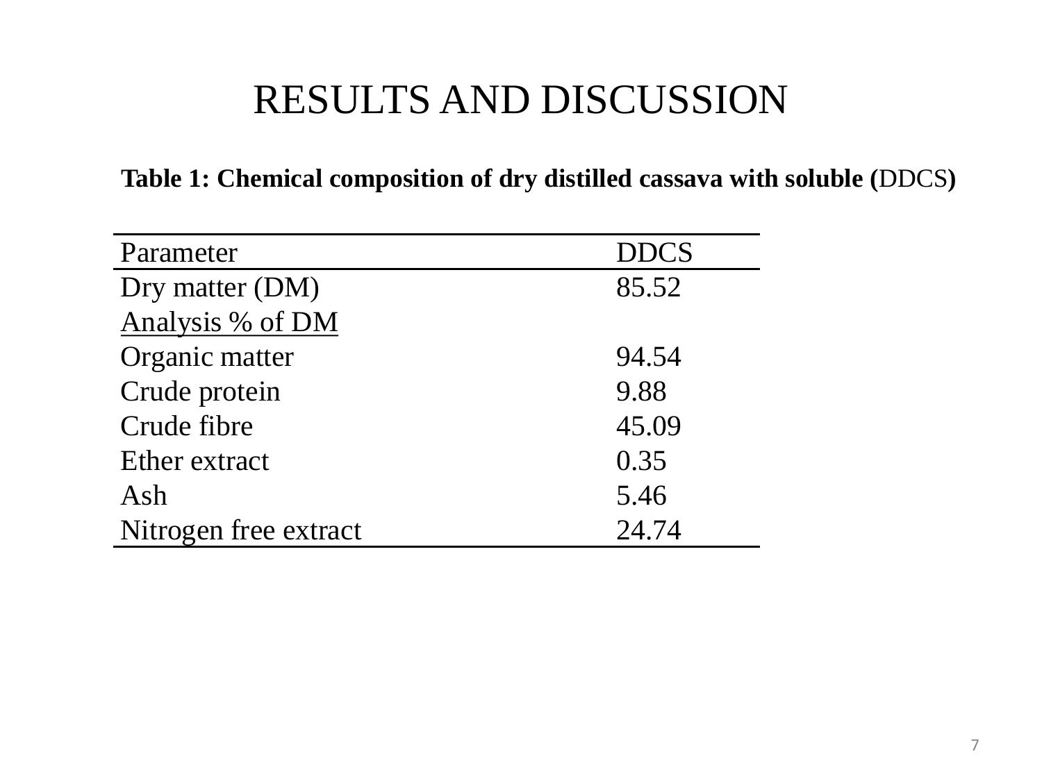# RESULTS AND DISCUSSION

**Table 1: Chemical composition of dry distilled cassava with soluble (DDCS)**

| Parameter | DDCS |
|---|---|
| Dry matter (DM) | 85.52 |
| Analysis % of DM | |
| Organic matter | 94.54 |
| Crude protein | 9.88 |
| Crude fibre | 45.09 |
| Ether extract | 0.35 |
| Ash | 5.46 |
| Nitrogen free extract | 24.74 |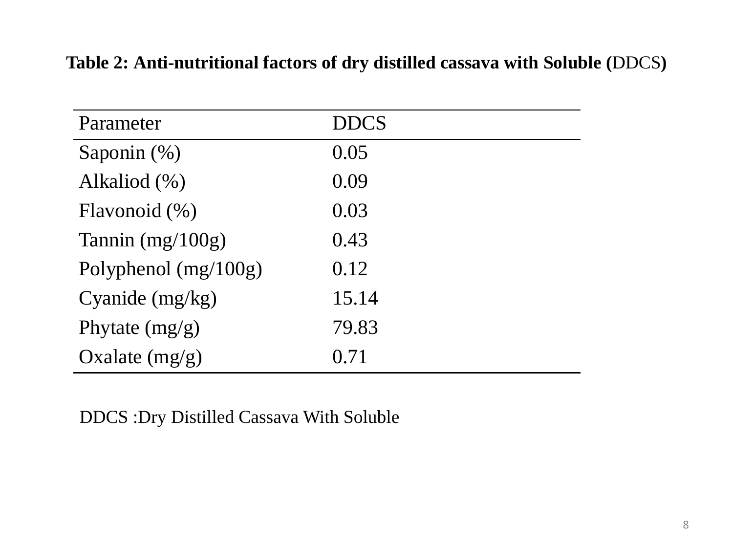**Table 2: Anti-nutritional factors of dry distilled cassava with Soluble (DDCS)**

| Parameter | DDCS |
|---|---|
| Saponin (%) | 0.05 |
| Alkaliod (%) | 0.09 |
| Flavonoid (%) | 0.03 |
| Tannin (mg/100g) | 0.43 |
| Polyphenol (mg/100g) | 0.12 |
| Cyanide (mg/kg) | 15.14 |
| Phytate (mg/g) | 79.83 |
| Oxalate (mg/g) | 0.71 |

DDCS :Dry Distilled Cassava With Soluble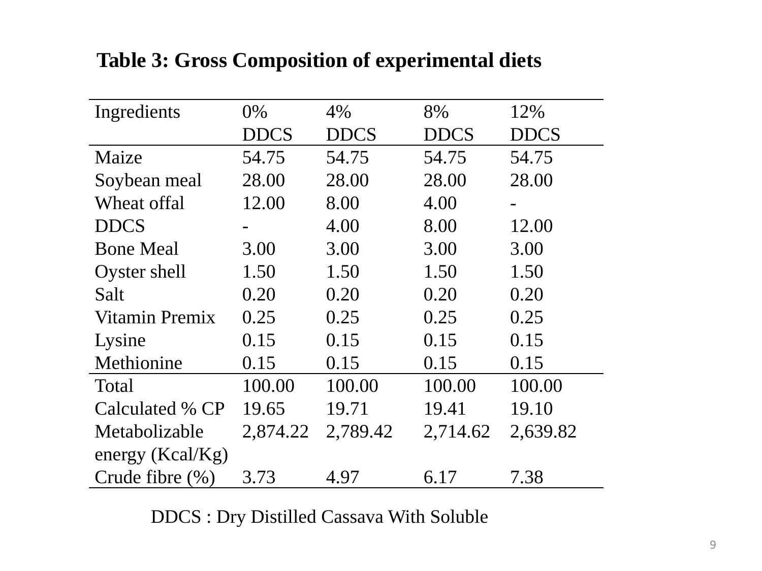**Table 3: Gross Composition of experimental diets**

| Ingredients | 0% DDCS | 4% DDCS | 8% DDCS | 12% DDCS |
|---|---|---|---|---|
| Maize | 54.75 | 54.75 | 54.75 | 54.75 |
| Soybean meal | 28.00 | 28.00 | 28.00 | 28.00 |
| Wheat offal | 12.00 | 8.00 | 4.00 | - |
| DDCS | - | 4.00 | 8.00 | 12.00 |
| Bone Meal | 3.00 | 3.00 | 3.00 | 3.00 |
| Oyster shell | 1.50 | 1.50 | 1.50 | 1.50 |
| Salt | 0.20 | 0.20 | 0.20 | 0.20 |
| Vitamin Premix | 0.25 | 0.25 | 0.25 | 0.25 |
| Lysine | 0.15 | 0.15 | 0.15 | 0.15 |
| Methionine | 0.15 | 0.15 | 0.15 | 0.15 |
| Total | 100.00 | 100.00 | 100.00 | 100.00 |
| Calculated % CP | 19.65 | 19.71 | 19.41 | 19.10 |
| Metabolizable energy (Kcal/Kg) | 2,874.22 | 2,789.42 | 2,714.62 | 2,639.82 |
| Crude fibre (%) | 3.73 | 4.97 | 6.17 | 7.38 |

DDCS : Dry Distilled Cassava With Soluble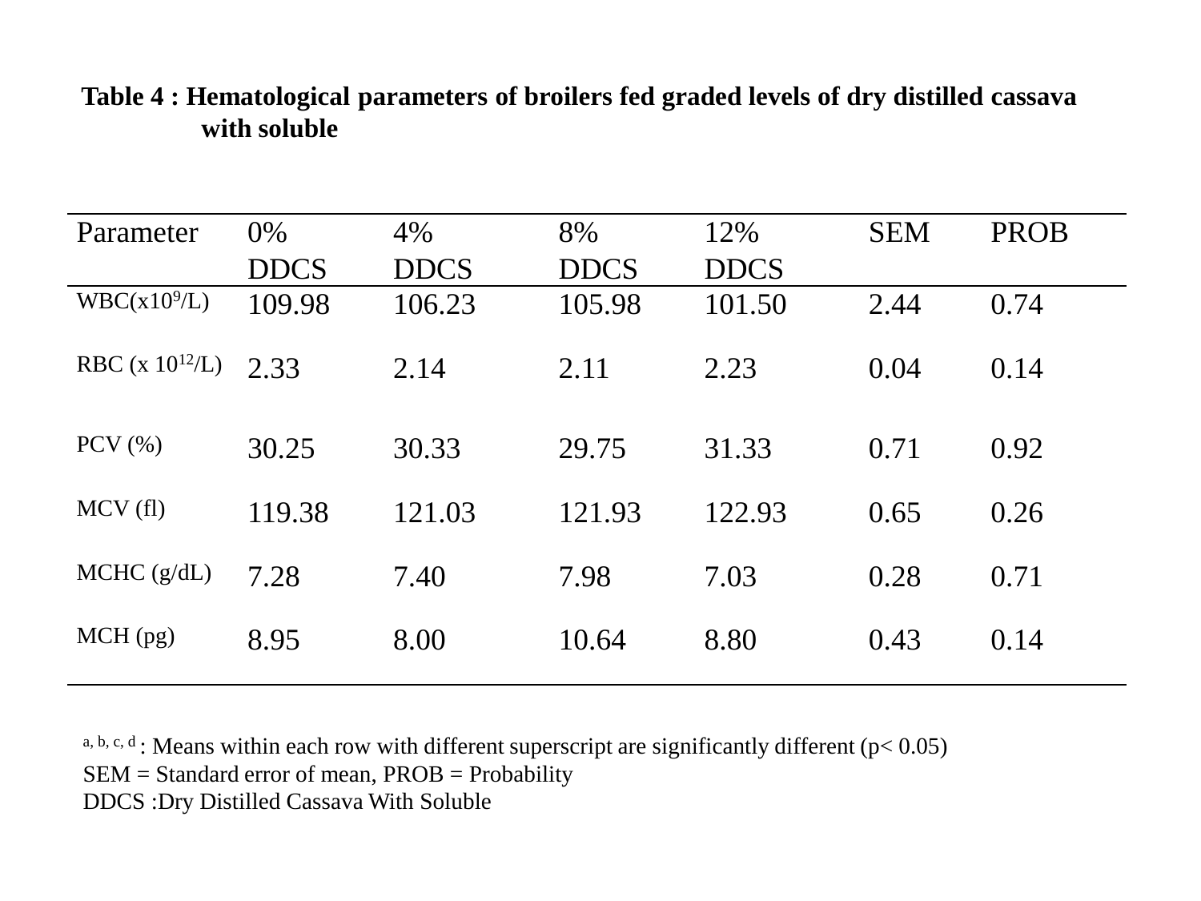**Table 4 : Hematological parameters of broilers fed graded levels of dry distilled cassava with soluble**

| Parameter | 0% DDCS | 4% DDCS | 8% DDCS | 12% DDCS | SEM | PROB |
|---|---|---|---|---|---|---|
| WBC($x10^9$/L) | 109.98 | 106.23 | 105.98 | 101.50 | 2.44 | 0.74 |
| RBC (x $10^{12}$/L) | 2.33 | 2.14 | 2.11 | 2.23 | 0.04 | 0.14 |
| PCV (%) | 30.25 | 30.33 | 29.75 | 31.33 | 0.71 | 0.92 |
| MCV (fl) | 119.38 | 121.03 | 121.93 | 122.93 | 0.65 | 0.26 |
| MCHC (g/dL) | 7.28 | 7.40 | 7.98 | 7.03 | 0.28 | 0.71 |
| MCH (pg) | 8.95 | 8.00 | 10.64 | 8.80 | 0.43 | 0.14 |

[a, b, c, d] : Means within each row with different superscript are significantly different ($p < 0.05$)
SEM = Standard error of mean, PROB = Probability
DDCS :Dry Distilled Cassava With Soluble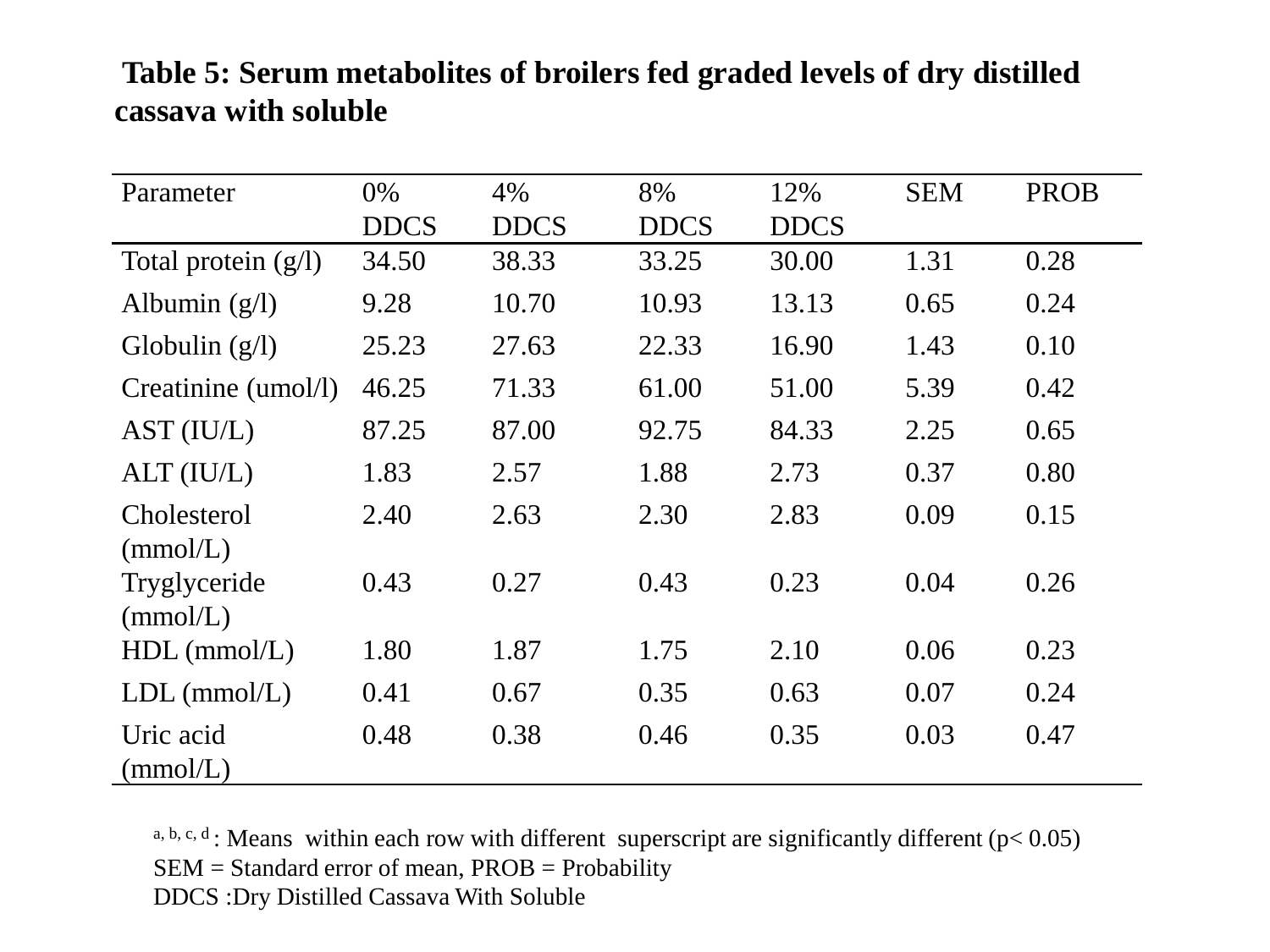**Table 5: Serum metabolites of broilers fed graded levels of dry distilled cassava with soluble**

| Parameter | 0% DDCS | 4% DDCS | 8% DDCS | 12% DDCS | SEM | PROB |
|---|---|---|---|---|---|---|
| Total protein (g/l) | 34.50 | 38.33 | 33.25 | 30.00 | 1.31 | 0.28 |
| Albumin (g/l) | 9.28 | 10.70 | 10.93 | 13.13 | 0.65 | 0.24 |
| Globulin (g/l) | 25.23 | 27.63 | 22.33 | 16.90 | 1.43 | 0.10 |
| Creatinine (umol/l) | 46.25 | 71.33 | 61.00 | 51.00 | 5.39 | 0.42 |
| AST (IU/L) | 87.25 | 87.00 | 92.75 | 84.33 | 2.25 | 0.65 |
| ALT (IU/L) | 1.83 | 2.57 | 1.88 | 2.73 | 0.37 | 0.80 |
| Cholesterol (mmol/L) | 2.40 | 2.63 | 2.30 | 2.83 | 0.09 | 0.15 |
| Tryglyceride (mmol/L) | 0.43 | 0.27 | 0.43 | 0.23 | 0.04 | 0.26 |
| HDL (mmol/L) | 1.80 | 1.87 | 1.75 | 2.10 | 0.06 | 0.23 |
| LDL (mmol/L) | 0.41 | 0.67 | 0.35 | 0.63 | 0.07 | 0.24 |
| Uric acid (mmol/L) | 0.48 | 0.38 | 0.46 | 0.35 | 0.03 | 0.47 |

a, b, c, d : Means within each row with different superscript are significantly different ($p < 0.05$)
SEM = Standard error of mean, PROB = Probability
DDCS :Dry Distilled Cassava With Soluble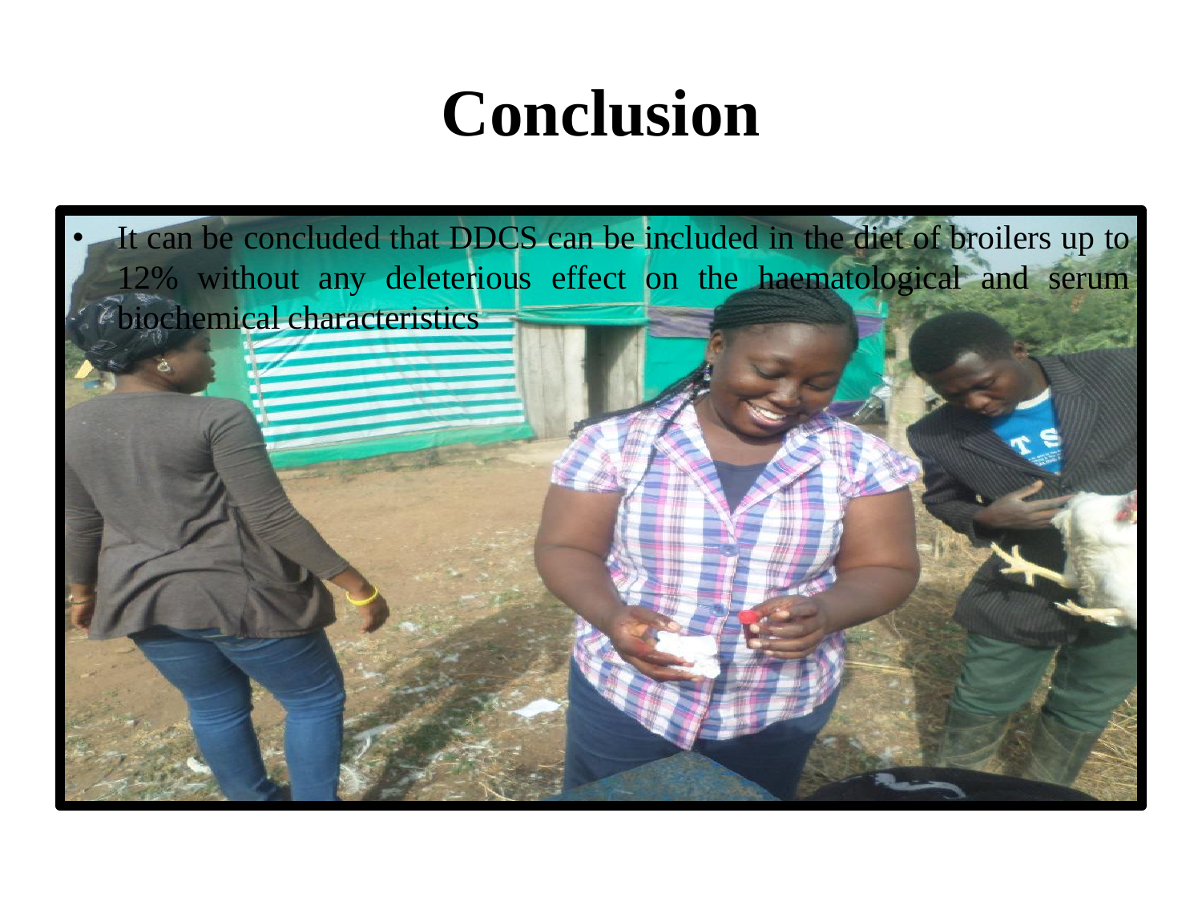# Conclusion

- It can be concluded that DDCS can be included in the diet of broilers up to 12% without any deleterious effect on the haematological and serum biochemical characteristics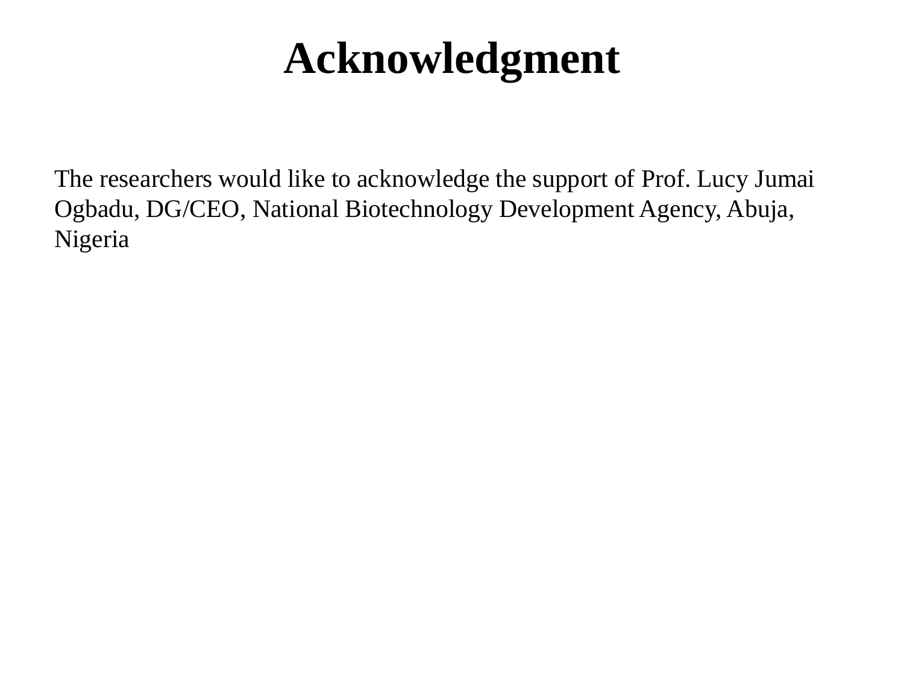# Acknowledgment

The researchers would like to acknowledge the support of Prof. Lucy Jumai Ogbadu, DG/CEO, National Biotechnology Development Agency, Abuja, Nigeria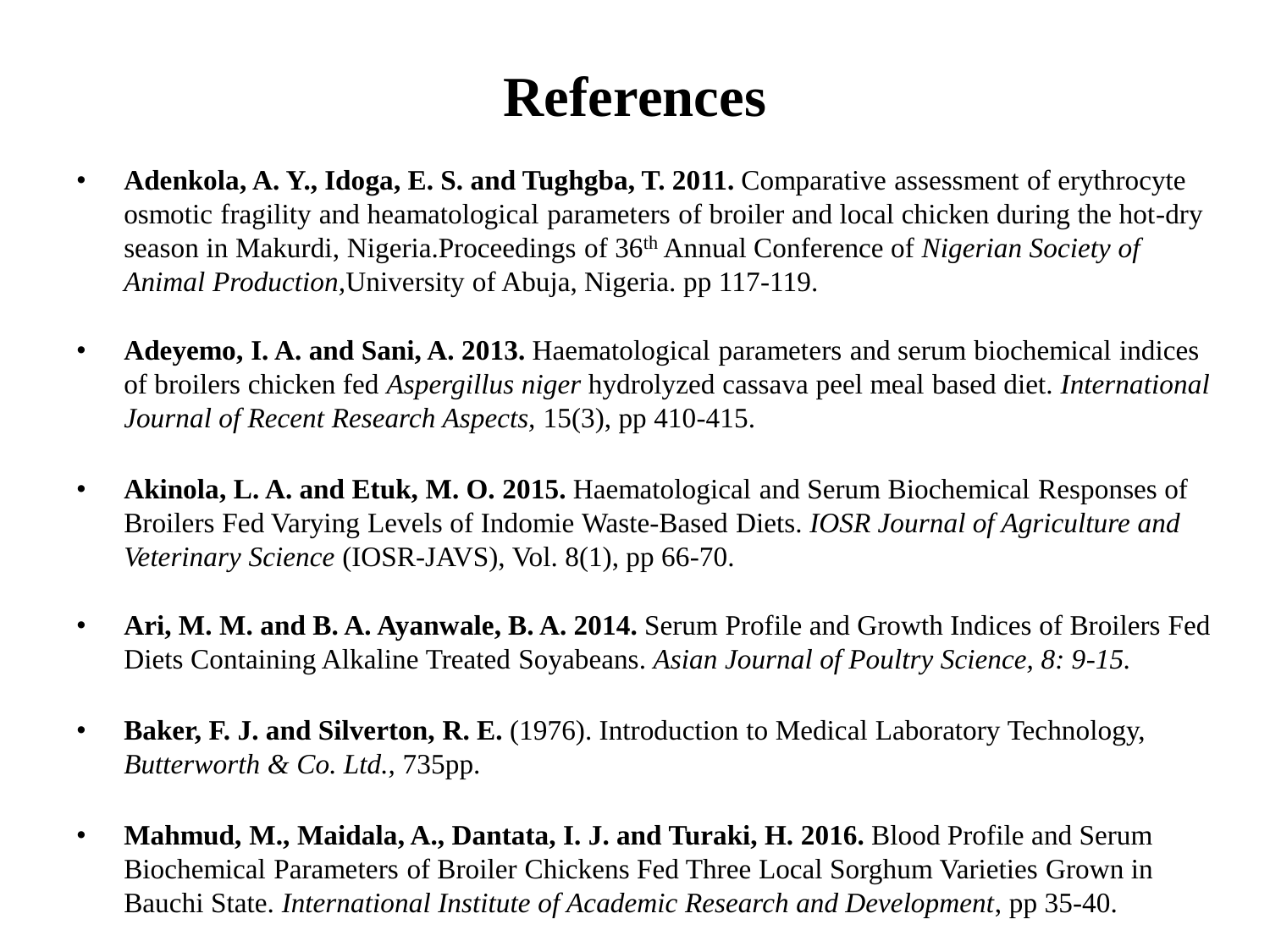# References

- **Adenkola, A. Y., Idoga, E. S. and Tughgba, T. 2011.** Comparative assessment of erythrocyte osmotic fragility and heamatological parameters of broiler and local chicken during the hot-dry season in Makurdi, Nigeria.Proceedings of 36$^{th}$ Annual Conference of *Nigerian Society of Animal Production,*University of Abuja, Nigeria. pp 117-119.

- **Adeyemo, I. A. and Sani, A. 2013.** Haematological parameters and serum biochemical indices of broilers chicken fed *Aspergillus niger* hydrolyzed cassava peel meal based diet. *International Journal of Recent Research Aspects,* 15(3), pp 410-415.

- **Akinola, L. A. and Etuk, M. O. 2015.** Haematological and Serum Biochemical Responses of Broilers Fed Varying Levels of Indomie Waste-Based Diets. *IOSR Journal of Agriculture and Veterinary Science* (IOSR-JAVS), Vol. 8(1), pp 66-70.

- **Ari, M. M. and B. A. Ayanwale, B. A. 2014.** Serum Profile and Growth Indices of Broilers Fed Diets Containing Alkaline Treated Soyabeans. *Asian Journal of Poultry Science, 8: 9-15.*

- **Baker, F. J. and Silverton, R. E.** (1976). Introduction to Medical Laboratory Technology, *Butterworth & Co. Ltd.,* 735pp.

- **Mahmud, M., Maidala, A., Dantata, I. J. and Turaki, H. 2016.** Blood Profile and Serum Biochemical Parameters of Broiler Chickens Fed Three Local Sorghum Varieties Grown in Bauchi State. *International Institute of Academic Research and Development*, pp 35-40.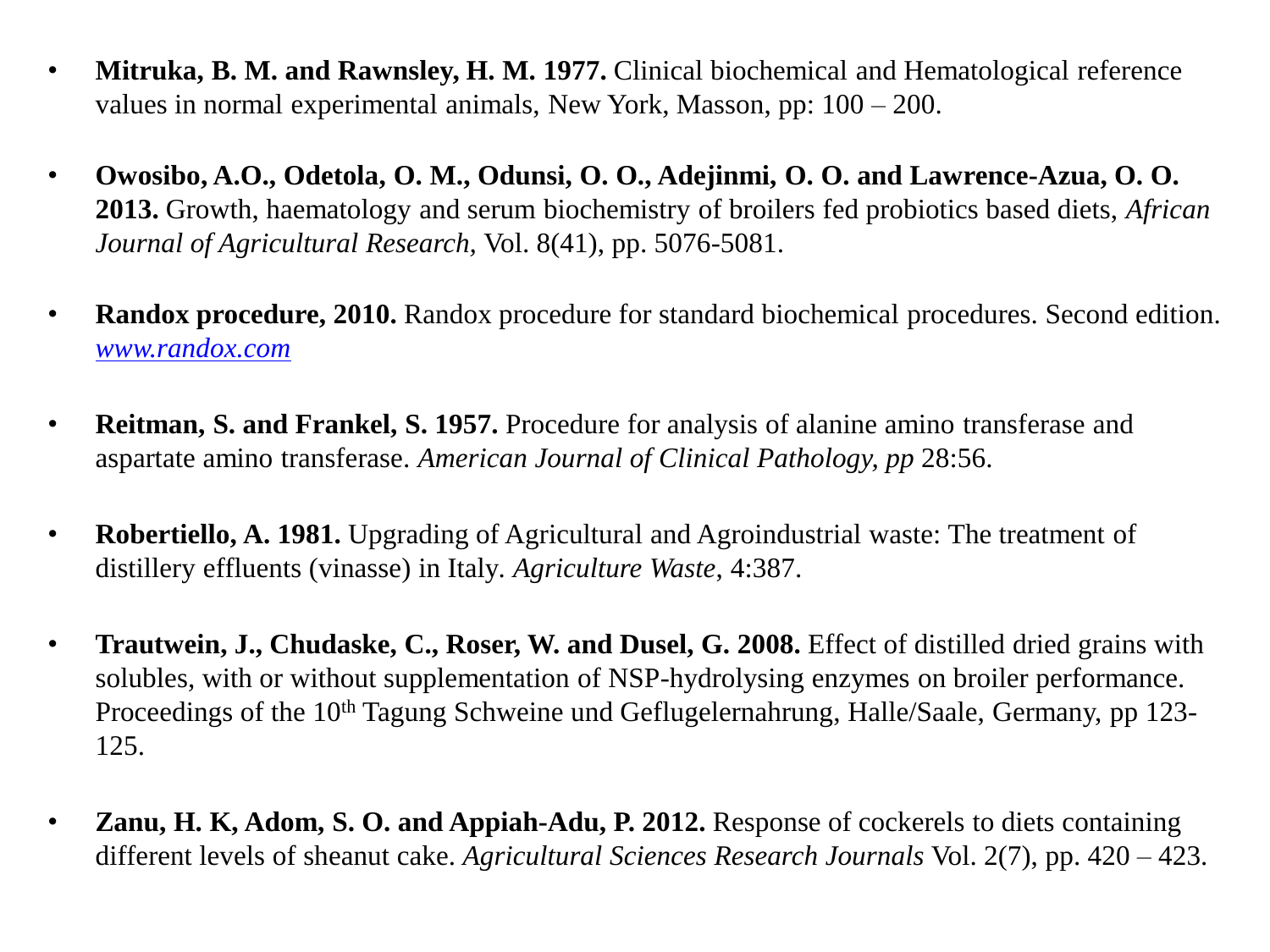- **Mitruka, B. M. and Rawnsley, H. M. 1977.** Clinical biochemical and Hematological reference values in normal experimental animals, New York, Masson, pp: 100 – 200.

- **Owosibo, A.O., Odetola, O. M., Odunsi, O. O., Adejinmi, O. O. and Lawrence-Azua, O. O. 2013.** Growth, haematology and serum biochemistry of broilers fed probiotics based diets, *African Journal of Agricultural Research*, Vol. 8(41), pp. 5076-5081.

- **Randox procedure, 2010.** Randox procedure for standard biochemical procedures. Second edition. [www.randox.com](http://www.randox.com)

- **Reitman, S. and Frankel, S. 1957.** Procedure for analysis of alanine amino transferase and aspartate amino transferase. *American Journal of Clinical Pathology, pp* 28:56.

- **Robertiello, A. 1981.** Upgrading of Agricultural and Agroindustrial waste: The treatment of distillery effluents (vinasse) in Italy. *Agriculture Waste*, 4:387.

- **Trautwein, J., Chudaske, C., Roser, W. and Dusel, G. 2008.** Effect of distilled dried grains with solubles, with or without supplementation of NSP-hydrolysing enzymes on broiler performance. Proceedings of the 10$^{th}$ Tagung Schweine und Geflugelernahrung, Halle/Saale, Germany, pp 123-125.

- **Zanu, H. K, Adom, S. O. and Appiah-Adu, P. 2012.** Response of cockerels to diets containing different levels of sheanut cake. *Agricultural Sciences Research Journals* Vol. 2(7), pp. 420 – 423.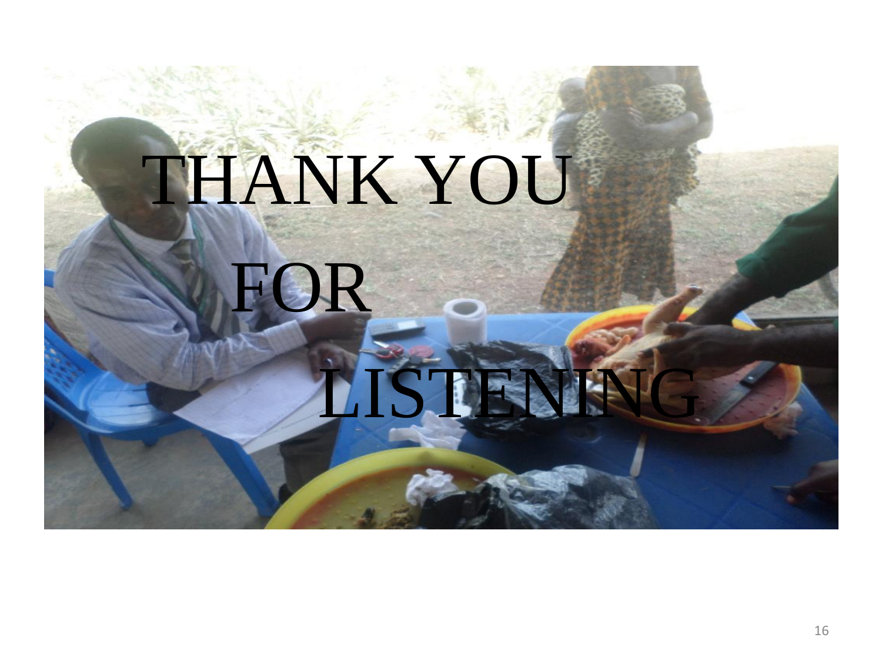# THANK YOU

# FOR

# LISTENING